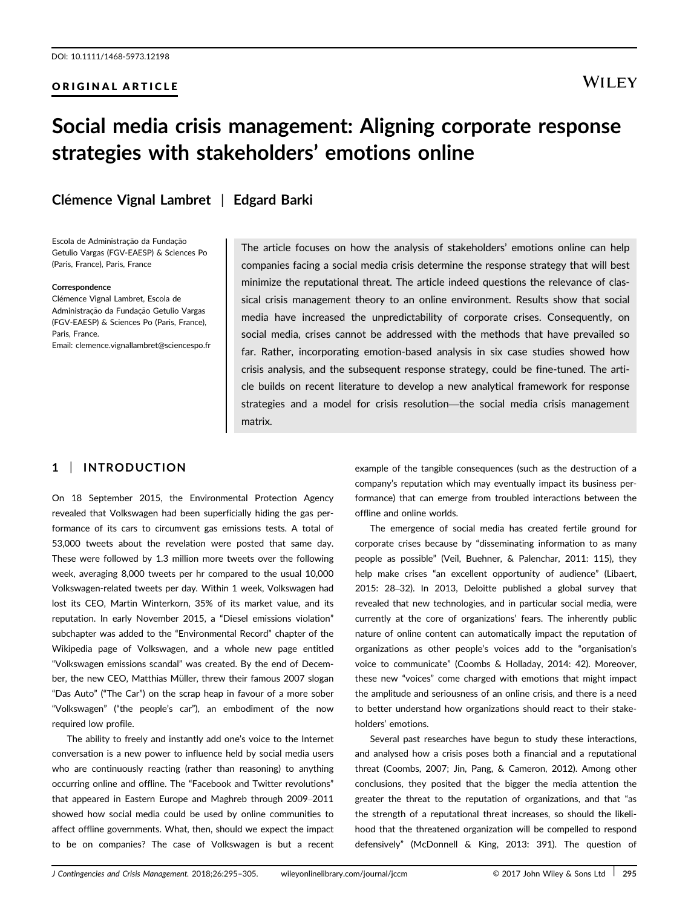DOI: 10.1111/1468-5973.12198

ORIGINAL ARTICLE

# Social media crisis management: Aligning corporate response strategies with stakeholders' emotions online

**Clémence Vignal Lambret | Edgard Barki**

Escola de Administração da Fundação Getulio Vargas (FGV-EAESP) & Sciences Po (Paris, France), Paris, France

**Correspondence**
Clémence Vignal Lambret, Escola de Administração da Fundação Getulio Vargas (FGV-EAESP) & Sciences Po (Paris, France), Paris, France.
Email: clemence.vignallambret@sciencespo.fr

The article focuses on how the analysis of stakeholders' emotions online can help companies facing a social media crisis determine the response strategy that will best minimize the reputational threat. The article indeed questions the relevance of classical crisis management theory to an online environment. Results show that social media have increased the unpredictability of corporate crises. Consequently, on social media, crises cannot be addressed with the methods that have prevailed so far. Rather, incorporating emotion-based analysis in six case studies showed how crisis analysis, and the subsequent response strategy, could be fine-tuned. The article builds on recent literature to develop a new analytical framework for response strategies and a model for crisis resolution—the social media crisis management matrix.

## 1 | INTRODUCTION

On 18 September 2015, the Environmental Protection Agency revealed that Volkswagen had been superficially hiding the gas performance of its cars to circumvent gas emissions tests. A total of 53,000 tweets about the revelation were posted that same day. These were followed by 1.3 million more tweets over the following week, averaging 8,000 tweets per hr compared to the usual 10,000 Volkswagen-related tweets per day. Within 1 week, Volkswagen had lost its CEO, Martin Winterkorn, 35% of its market value, and its reputation. In early November 2015, a "Diesel emissions violation" subchapter was added to the "Environmental Record" chapter of the Wikipedia page of Volkswagen, and a whole new page entitled "Volkswagen emissions scandal" was created. By the end of December, the new CEO, Matthias Müller, threw their famous 2007 slogan "Das Auto" ("The Car") on the scrap heap in favour of a more sober "Volkswagen" ("the people's car"), an embodiment of the now required low profile.

The ability to freely and instantly add one's voice to the Internet conversation is a new power to influence held by social media users who are continuously reacting (rather than reasoning) to anything occurring online and offline. The "Facebook and Twitter revolutions" that appeared in Eastern Europe and Maghreb through 2009–2011 showed how social media could be used by online communities to affect offline governments. What, then, should we expect the impact to be on companies? The case of Volkswagen is but a recent example of the tangible consequences (such as the destruction of a company's reputation which may eventually impact its business performance) that can emerge from troubled interactions between the offline and online worlds.

The emergence of social media has created fertile ground for corporate crises because by "disseminating information to as many people as possible" (Veil, Buehner, & Palenchar, 2011: 115), they help make crises "an excellent opportunity of audience" (Libaert, 2015: 28–32). In 2013, Deloitte published a global survey that revealed that new technologies, and in particular social media, were currently at the core of organizations' fears. The inherently public nature of online content can automatically impact the reputation of organizations as other people's voices add to the "organisation's voice to communicate" (Coombs & Holladay, 2014: 42). Moreover, these new "voices" come charged with emotions that might impact the amplitude and seriousness of an online crisis, and there is a need to better understand how organizations should react to their stakeholders' emotions.

Several past researches have begun to study these interactions, and analysed how a crisis poses both a financial and a reputational threat (Coombs, 2007; Jin, Pang, & Cameron, 2012). Among other conclusions, they posited that the bigger the media attention the greater the threat to the reputation of organizations, and that "as the strength of a reputational threat increases, so should the likelihood that the threatened organization will be compelled to respond defensively" (McDonnell & King, 2013: 391). The question of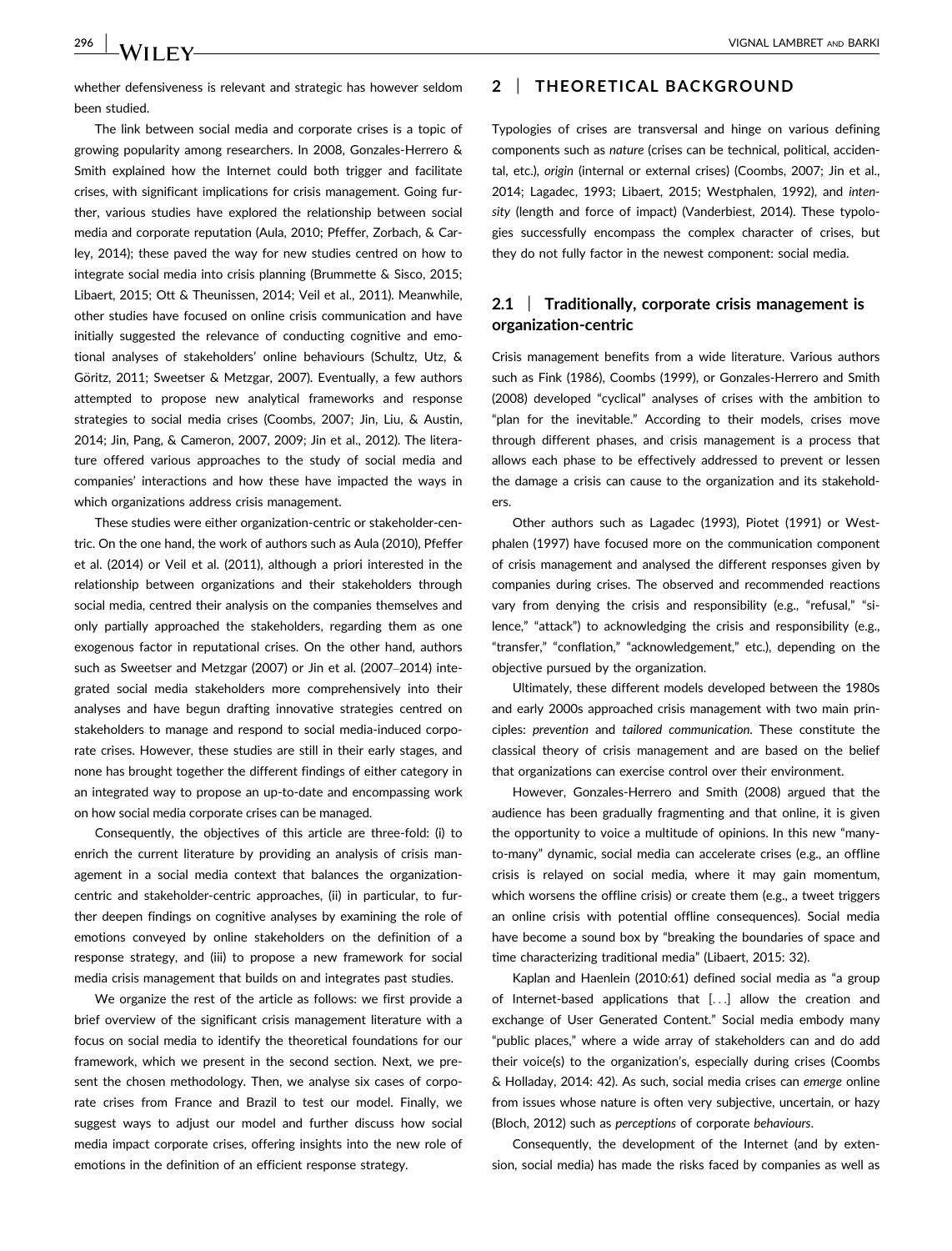whether defensiveness is relevant and strategic has however seldom been studied.

The link between social media and corporate crises is a topic of growing popularity among researchers. In 2008, Gonzales-Herrero & Smith explained how the Internet could both trigger and facilitate crises, with significant implications for crisis management. Going further, various studies have explored the relationship between social media and corporate reputation (Aula, 2010; Pfeffer, Zorbach, & Carley, 2014); these paved the way for new studies centred on how to integrate social media into crisis planning (Brummette & Sisco, 2015; Libaert, 2015; Ott & Theunissen, 2014; Veil et al., 2011). Meanwhile, other studies have focused on online crisis communication and have initially suggested the relevance of conducting cognitive and emotional analyses of stakeholders' online behaviours (Schultz, Utz, & Göritz, 2011; Sweetser & Metzgar, 2007). Eventually, a few authors attempted to propose new analytical frameworks and response strategies to social media crises (Coombs, 2007; Jin, Liu, & Austin, 2014; Jin, Pang, & Cameron, 2007, 2009; Jin et al., 2012). The literature offered various approaches to the study of social media and companies' interactions and how these have impacted the ways in which organizations address crisis management.

These studies were either organization-centric or stakeholder-centric. On the one hand, the work of authors such as Aula (2010), Pfeffer et al. (2014) or Veil et al. (2011), although a priori interested in the relationship between organizations and their stakeholders through social media, centred their analysis on the companies themselves and only partially approached the stakeholders, regarding them as one exogenous factor in reputational crises. On the other hand, authors such as Sweetser and Metzgar (2007) or Jin et al. (2007–2014) integrated social media stakeholders more comprehensively into their analyses and have begun drafting innovative strategies centred on stakeholders to manage and respond to social media-induced corporate crises. However, these studies are still in their early stages, and none has brought together the different findings of either category in an integrated way to propose an up-to-date and encompassing work on how social media corporate crises can be managed.

Consequently, the objectives of this article are three-fold: (i) to enrich the current literature by providing an analysis of crisis management in a social media context that balances the organization-centric and stakeholder-centric approaches, (ii) in particular, to further deepen findings on cognitive analyses by examining the role of emotions conveyed by online stakeholders on the definition of a response strategy, and (iii) to propose a new framework for social media crisis management that builds on and integrates past studies.

We organize the rest of the article as follows: we first provide a brief overview of the significant crisis management literature with a focus on social media to identify the theoretical foundations for our framework, which we present in the second section. Next, we present the chosen methodology. Then, we analyse six cases of corporate crises from France and Brazil to test our model. Finally, we suggest ways to adjust our model and further discuss how social media impact corporate crises, offering insights into the new role of emotions in the definition of an efficient response strategy.

## 2 | THEORETICAL BACKGROUND

Typologies of crises are transversal and hinge on various defining components such as *nature* (crises can be technical, political, accidental, etc.), *origin* (internal or external crises) (Coombs, 2007; Jin et al., 2014; Lagadec, 1993; Libaert, 2015; Westphalen, 1992), and *intensity* (length and force of impact) (Vanderbiest, 2014). These typologies successfully encompass the complex character of crises, but they do not fully factor in the newest component: social media.

### 2.1 | Traditionally, corporate crisis management is organization-centric

Crisis management benefits from a wide literature. Various authors such as Fink (1986), Coombs (1999), or Gonzales-Herrero and Smith (2008) developed "cyclical" analyses of crises with the ambition to "plan for the inevitable." According to their models, crises move through different phases, and crisis management is a process that allows each phase to be effectively addressed to prevent or lessen the damage a crisis can cause to the organization and its stakeholders.

Other authors such as Lagadec (1993), Piotet (1991) or Westphalen (1997) have focused more on the communication component of crisis management and analysed the different responses given by companies during crises. The observed and recommended reactions vary from denying the crisis and responsibility (e.g., "refusal," "silence," "attack") to acknowledging the crisis and responsibility (e.g., "transfer," "conflation," "acknowledgement," etc.), depending on the objective pursued by the organization.

Ultimately, these different models developed between the 1980s and early 2000s approached crisis management with two main principles: *prevention* and *tailored communication*. These constitute the classical theory of crisis management and are based on the belief that organizations can exercise control over their environment.

However, Gonzales-Herrero and Smith (2008) argued that the audience has been gradually fragmenting and that online, it is given the opportunity to voice a multitude of opinions. In this new "many-to-many" dynamic, social media can accelerate crises (e.g., an offline crisis is relayed on social media, where it may gain momentum, which worsens the offline crisis) or create them (e.g., a tweet triggers an online crisis with potential offline consequences). Social media have become a sound box by "breaking the boundaries of space and time characterizing traditional media" (Libaert, 2015: 32).

Kaplan and Haenlein (2010:61) defined social media as "a group of Internet-based applications that [...] allow the creation and exchange of User Generated Content." Social media embody many "public places," where a wide array of stakeholders can and do add their voice(s) to the organization's, especially during crises (Coombs & Holladay, 2014: 42). As such, social media crises can *emerge* online from issues whose nature is often very subjective, uncertain, or hazy (Bloch, 2012) such as *perceptions* of corporate *behaviours*.

Consequently, the development of the Internet (and by extension, social media) has made the risks faced by companies as well as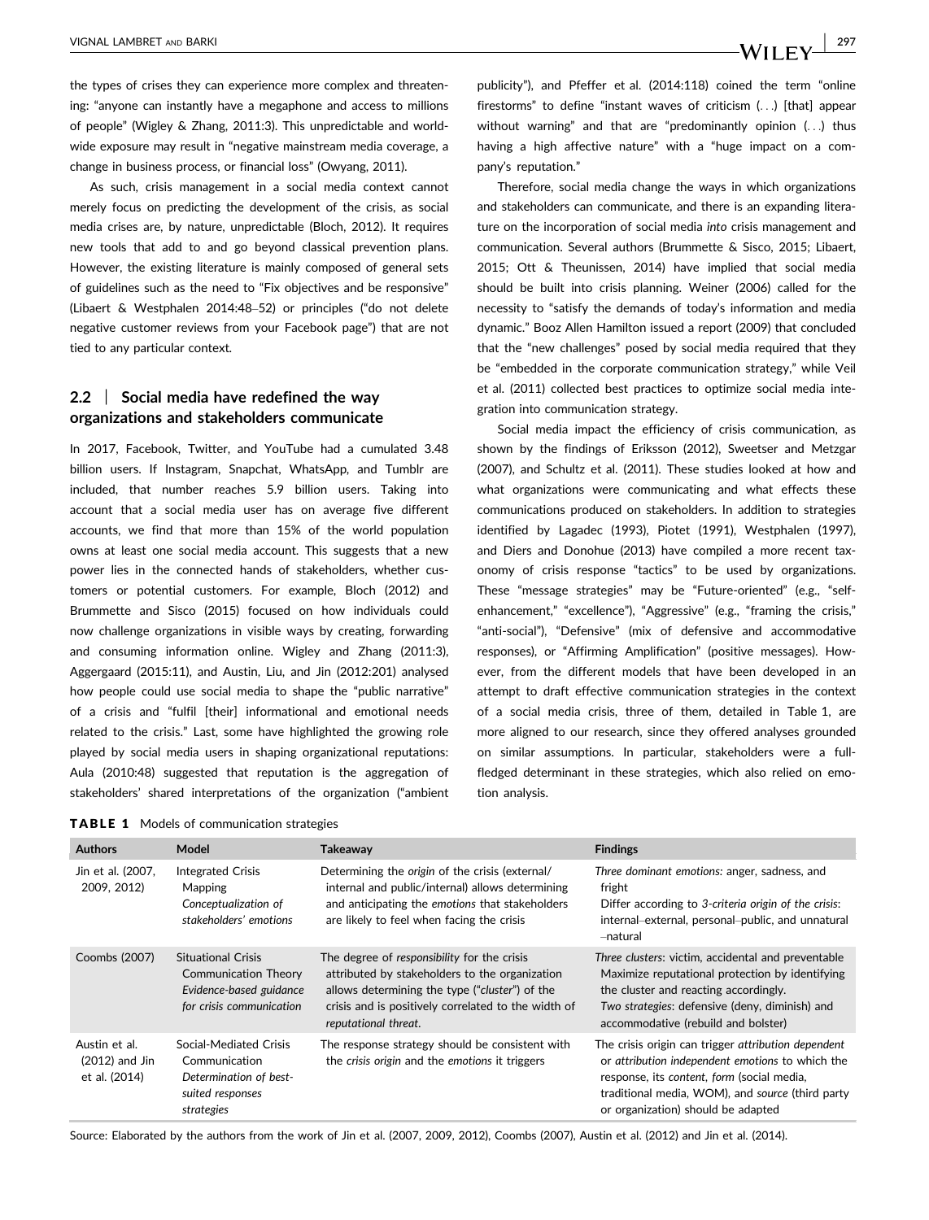the types of crises they can experience more complex and threatening: "anyone can instantly have a megaphone and access to millions of people" (Wigley & Zhang, 2011:3). This unpredictable and worldwide exposure may result in "negative mainstream media coverage, a change in business process, or financial loss" (Owyang, 2011).

As such, crisis management in a social media context cannot merely focus on predicting the development of the crisis, as social media crises are, by nature, unpredictable (Bloch, 2012). It requires new tools that add to and go beyond classical prevention plans. However, the existing literature is mainly composed of general sets of guidelines such as the need to "Fix objectives and be responsive" (Libaert & Westphalen 2014:48–52) or principles ("do not delete negative customer reviews from your Facebook page") that are not tied to any particular context.

## 2.2 | Social media have redefined the way organizations and stakeholders communicate

In 2017, Facebook, Twitter, and YouTube had a cumulated 3.48 billion users. If Instagram, Snapchat, WhatsApp, and Tumblr are included, that number reaches 5.9 billion users. Taking into account that a social media user has on average five different accounts, we find that more than 15% of the world population owns at least one social media account. This suggests that a new power lies in the connected hands of stakeholders, whether customers or potential customers. For example, Bloch (2012) and Brummette and Sisco (2015) focused on how individuals could now challenge organizations in visible ways by creating, forwarding and consuming information online. Wigley and Zhang (2011:3), Aggergaard (2015:11), and Austin, Liu, and Jin (2012:201) analysed how people could use social media to shape the "public narrative" of a crisis and "fulfil [their] informational and emotional needs related to the crisis." Last, some have highlighted the growing role played by social media users in shaping organizational reputations: Aula (2010:48) suggested that reputation is the aggregation of stakeholders' shared interpretations of the organization ("ambient publicity"), and Pfeffer et al. (2014:118) coined the term "online firestorms" to define "instant waves of criticism (…) [that] appear without warning" and that are "predominantly opinion (…) thus having a high affective nature" with a "huge impact on a company's reputation."

Therefore, social media change the ways in which organizations and stakeholders can communicate, and there is an expanding literature on the incorporation of social media *into* crisis management and communication. Several authors (Brummette & Sisco, 2015; Libaert, 2015; Ott & Theunissen, 2014) have implied that social media should be built into crisis planning. Weiner (2006) called for the necessity to "satisfy the demands of today's information and media dynamic." Booz Allen Hamilton issued a report (2009) that concluded that the "new challenges" posed by social media required that they be "embedded in the corporate communication strategy," while Veil et al. (2011) collected best practices to optimize social media integration into communication strategy.

Social media impact the efficiency of crisis communication, as shown by the findings of Eriksson (2012), Sweetser and Metzgar (2007), and Schultz et al. (2011). These studies looked at how and what organizations were communicating and what effects these communications produced on stakeholders. In addition to strategies identified by Lagadec (1993), Piotet (1991), Westphalen (1997), and Diers and Donohue (2013) have compiled a more recent taxonomy of crisis response "tactics" to be used by organizations. These "message strategies" may be "Future-oriented" (e.g., "self-enhancement," "excellence"), "Aggressive" (e.g., "framing the crisis," "anti-social"), "Defensive" (mix of defensive and accommodative responses), or "Affirming Amplification" (positive messages). However, from the different models that have been developed in an attempt to draft effective communication strategies in the context of a social media crisis, three of them, detailed in Table 1, are more aligned to our research, since they offered analyses grounded on similar assumptions. In particular, stakeholders were a full-fledged determinant in these strategies, which also relied on emotion analysis.

**TABLE 1** Models of communication strategies

| Authors | Model | Takeaway | Findings |
|---|---|---|---|
| Jin et al. (2007, 2009, 2012) | Integrated Crisis Mapping *Conceptualization of stakeholders' emotions* | Determining the *origin* of the crisis (external/internal and public/internal) allows determining and anticipating the *emotions* that stakeholders are likely to feel when facing the crisis | *Three dominant emotions*: anger, sadness, and fright Differ according to *3-criteria origin of the crisis*: internal–external, personal–public, and unnatural–natural |
| Coombs (2007) | Situational Crisis Communication Theory *Evidence-based guidance for crisis communication* | The degree of *responsibility* for the crisis attributed by stakeholders to the organization allows determining the type ("*cluster*") of the crisis and is positively correlated to the width of *reputational threat*. | *Three clusters*: victim, accidental and preventable Maximize reputational protection by identifying the cluster and reacting accordingly. *Two strategies*: defensive (deny, diminish) and accommodative (rebuild and bolster) |
| Austin et al. (2012) and Jin et al. (2014) | Social-Mediated Crisis Communication *Determination of best-suited responses strategies* | The response strategy should be consistent with the *crisis origin* and the *emotions* it triggers | The crisis origin can trigger *attribution dependent* or *attribution independent emotions* to which the response, its *content*, *form* (social media, traditional media, WOM), and *source* (third party or organization) should be adapted |

Source: Elaborated by the authors from the work of Jin et al. (2007, 2009, 2012), Coombs (2007), Austin et al. (2012) and Jin et al. (2014).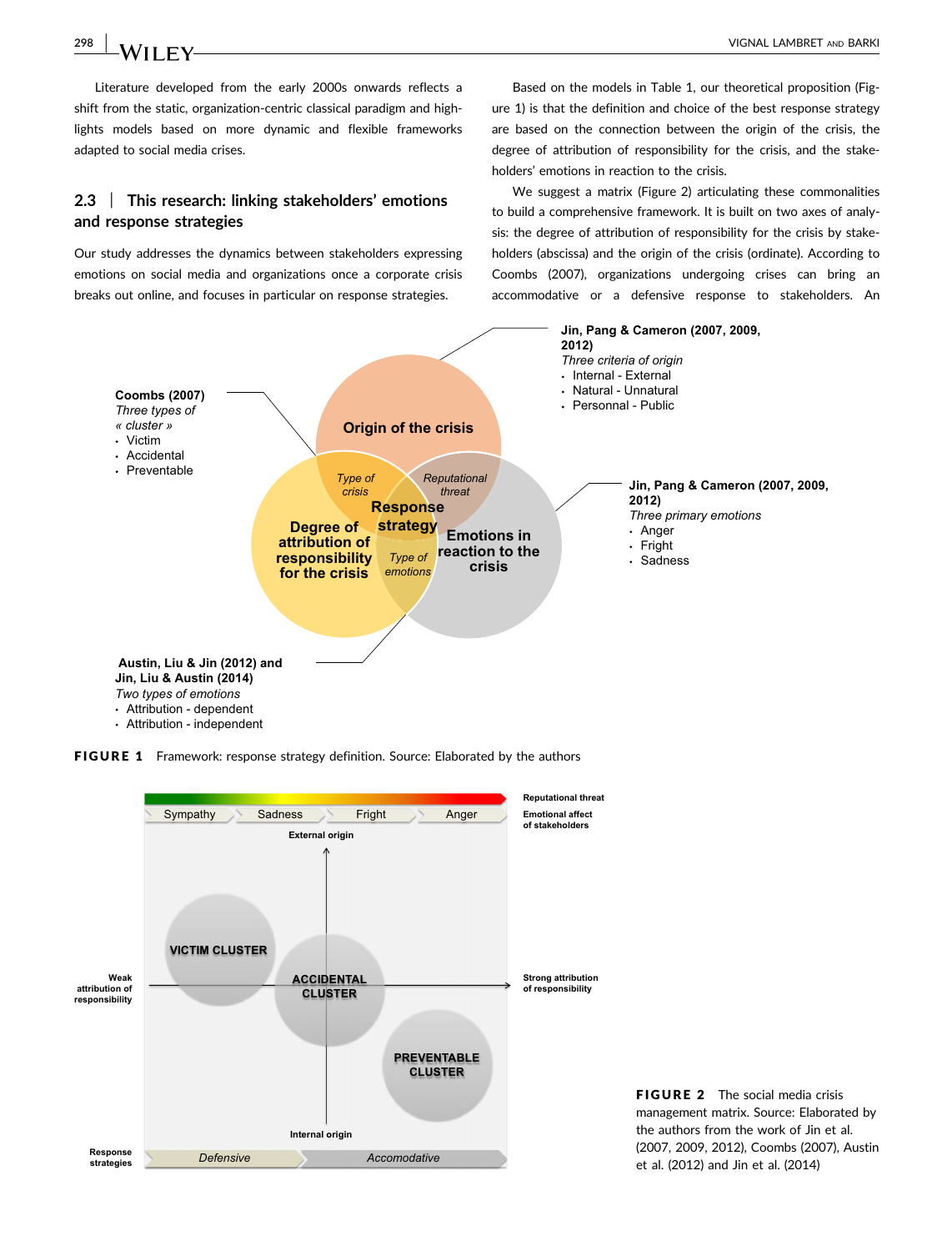Literature developed from the early 2000s onwards reflects a shift from the static, organization-centric classical paradigm and highlights models based on more dynamic and flexible frameworks adapted to social media crises.

## 2.3 | This research: linking stakeholders' emotions and response strategies

Our study addresses the dynamics between stakeholders expressing emotions on social media and organizations once a corporate crisis breaks out online, and focuses in particular on response strategies.

Based on the models in Table 1, our theoretical proposition (Figure 1) is that the definition and choice of the best response strategy are based on the connection between the origin of the crisis, the degree of attribution of responsibility for the crisis, and the stakeholders' emotions in reaction to the crisis.

We suggest a matrix (Figure 2) articulating these commonalities to build a comprehensive framework. It is built on two axes of analysis: the degree of attribution of responsibility for the crisis by stakeholders (abscissa) and the origin of the crisis (ordinate). According to Coombs (2007), organizations undergoing crises can bring an accommodative or a defensive response to stakeholders. An

**Coombs (2007)**
*Three types of « cluster »*
- Victim
- Accidental
- Preventable

**Jin, Pang & Cameron (2007, 2009, 2012)**
*Three criteria of origin*
- Internal - External
- Natural - Unnatural
- Personnal - Public

**Jin, Pang & Cameron (2007, 2009, 2012)**
*Three primary emotions*
- Anger
- Fright
- Sadness

**Austin, Liu & Jin (2012) and Jin, Liu & Austin (2014)**
*Two types of emotions*
- Attribution - dependent
- Attribution - independent

Origin of the crisis; Degree of attribution of responsibility for the crisis; Emotions in reaction to the crisis; Type of crisis; Reputational threat; Type of emotions; Response strategy

**FIGURE 1** Framework: response strategy definition. Source: Elaborated by the authors

Reputational threat
Emotional affect of stakeholders: Sympathy, Sadness, Fright, Anger
External origin / Internal origin
Weak attribution of responsibility / Strong attribution of responsibility
VICTIM CLUSTER; ACCIDENTAL CLUSTER; PREVENTABLE CLUSTER
Response strategies: Defensive, Accomodative

**FIGURE 2** The social media crisis management matrix. Source: Elaborated by the authors from the work of Jin et al. (2007, 2009, 2012), Coombs (2007), Austin et al. (2012) and Jin et al. (2014)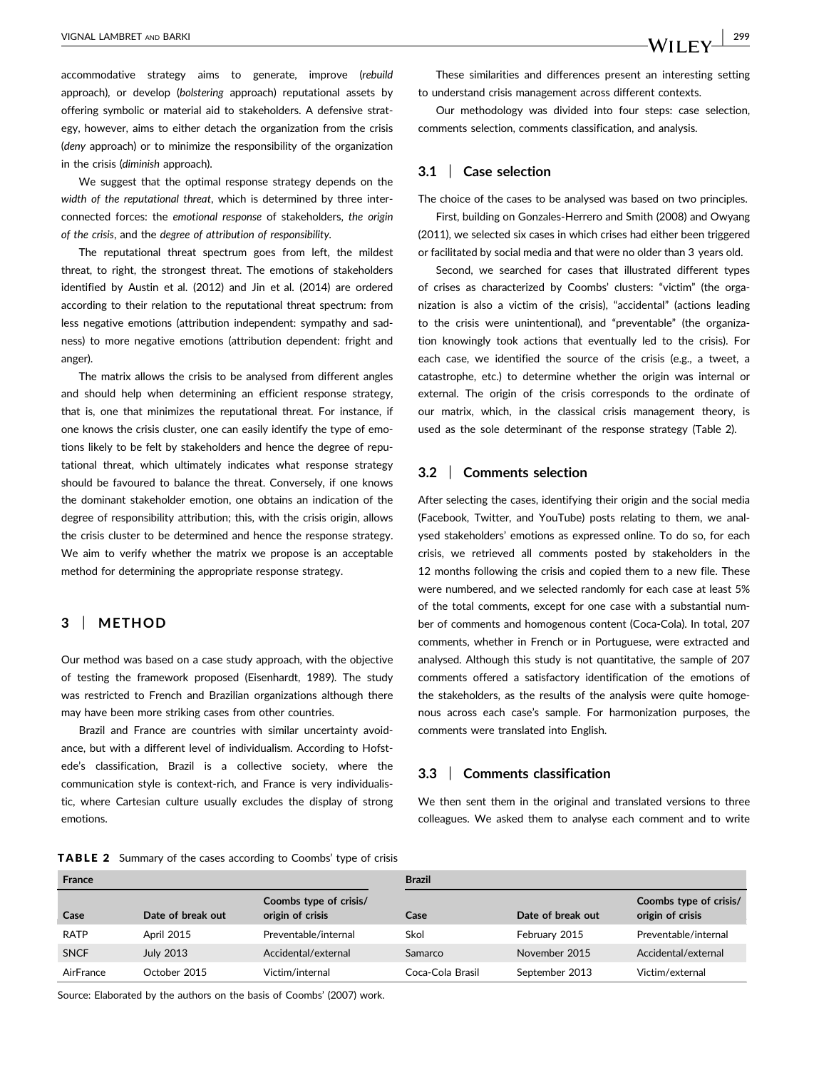accommodative strategy aims to generate, improve (*rebuild* approach), or develop (*bolstering* approach) reputational assets by offering symbolic or material aid to stakeholders. A defensive strategy, however, aims to either detach the organization from the crisis (*deny* approach) or to minimize the responsibility of the organization in the crisis (*diminish* approach).

We suggest that the optimal response strategy depends on the *width of the reputational threat*, which is determined by three interconnected forces: the *emotional response* of stakeholders, *the origin of the crisis*, and the *degree of attribution of responsibility*.

The reputational threat spectrum goes from left, the mildest threat, to right, the strongest threat. The emotions of stakeholders identified by Austin et al. (2012) and Jin et al. (2014) are ordered according to their relation to the reputational threat spectrum: from less negative emotions (attribution independent: sympathy and sadness) to more negative emotions (attribution dependent: fright and anger).

The matrix allows the crisis to be analysed from different angles and should help when determining an efficient response strategy, that is, one that minimizes the reputational threat. For instance, if one knows the crisis cluster, one can easily identify the type of emotions likely to be felt by stakeholders and hence the degree of reputational threat, which ultimately indicates what response strategy should be favoured to balance the threat. Conversely, if one knows the dominant stakeholder emotion, one obtains an indication of the degree of responsibility attribution; this, with the crisis origin, allows the crisis cluster to be determined and hence the response strategy. We aim to verify whether the matrix we propose is an acceptable method for determining the appropriate response strategy.

## 3 | METHOD

Our method was based on a case study approach, with the objective of testing the framework proposed (Eisenhardt, 1989). The study was restricted to French and Brazilian organizations although there may have been more striking cases from other countries.

Brazil and France are countries with similar uncertainty avoidance, but with a different level of individualism. According to Hofstede's classification, Brazil is a collective society, where the communication style is context-rich, and France is very individualistic, where Cartesian culture usually excludes the display of strong emotions.

These similarities and differences present an interesting setting to understand crisis management across different contexts.

Our methodology was divided into four steps: case selection, comments selection, comments classification, and analysis.

### 3.1 | Case selection

The choice of the cases to be analysed was based on two principles.

First, building on Gonzales-Herrero and Smith (2008) and Owyang (2011), we selected six cases in which crises had either been triggered or facilitated by social media and that were no older than 3 years old.

Second, we searched for cases that illustrated different types of crises as characterized by Coombs' clusters: "victim" (the organization is also a victim of the crisis), "accidental" (actions leading to the crisis were unintentional), and "preventable" (the organization knowingly took actions that eventually led to the crisis). For each case, we identified the source of the crisis (e.g., a tweet, a catastrophe, etc.) to determine whether the origin was internal or external. The origin of the crisis corresponds to the ordinate of our matrix, which, in the classical crisis management theory, is used as the sole determinant of the response strategy (Table 2).

### 3.2 | Comments selection

After selecting the cases, identifying their origin and the social media (Facebook, Twitter, and YouTube) posts relating to them, we analysed stakeholders' emotions as expressed online. To do so, for each crisis, we retrieved all comments posted by stakeholders in the 12 months following the crisis and copied them to a new file. These were numbered, and we selected randomly for each case at least 5% of the total comments, except for one case with a substantial number of comments and homogenous content (Coca-Cola). In total, 207 comments, whether in French or in Portuguese, were extracted and analysed. Although this study is not quantitative, the sample of 207 comments offered a satisfactory identification of the emotions of the stakeholders, as the results of the analysis were quite homogenous across each case's sample. For harmonization purposes, the comments were translated into English.

### 3.3 | Comments classification

We then sent them in the original and translated versions to three colleagues. We asked them to analyse each comment and to write

**TABLE 2** Summary of the cases according to Coombs' type of crisis

| France | | | Brazil | | |
|---|---|---|---|---|---|
| Case | Date of break out | Coombs type of crisis/ origin of crisis | Case | Date of break out | Coombs type of crisis/ origin of crisis |
| RATP | April 2015 | Preventable/internal | Skol | February 2015 | Preventable/internal |
| SNCF | July 2013 | Accidental/external | Samarco | November 2015 | Accidental/external |
| AirFrance | October 2015 | Victim/internal | Coca-Cola Brasil | September 2013 | Victim/external |

Source: Elaborated by the authors on the basis of Coombs' (2007) work.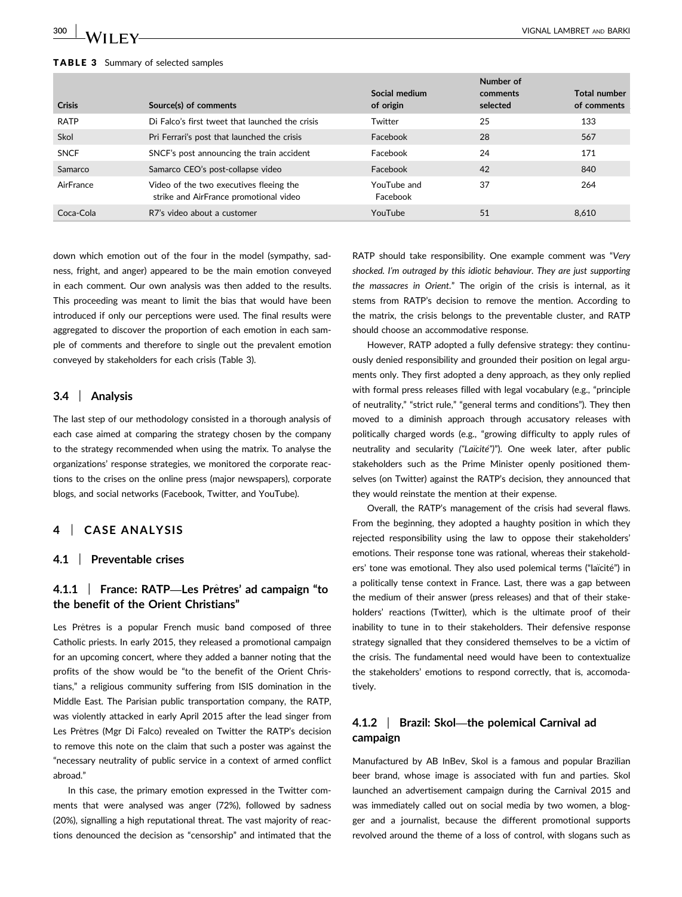**TABLE 3** Summary of selected samples

| Crisis | Source(s) of comments | Social medium of origin | Number of comments selected | Total number of comments |
|---|---|---|---|---|
| RATP | Di Falco's first tweet that launched the crisis | Twitter | 25 | 133 |
| Skol | Pri Ferrari's post that launched the crisis | Facebook | 28 | 567 |
| SNCF | SNCF's post announcing the train accident | Facebook | 24 | 171 |
| Samarco | Samarco CEO's post-collapse video | Facebook | 42 | 840 |
| AirFrance | Video of the two executives fleeing the strike and AirFrance promotional video | YouTube and Facebook | 37 | 264 |
| Coca-Cola | R7's video about a customer | YouTube | 51 | 8,610 |

down which emotion out of the four in the model (sympathy, sadness, fright, and anger) appeared to be the main emotion conveyed in each comment. Our own analysis was then added to the results. This proceeding was meant to limit the bias that would have been introduced if only our perceptions were used. The final results were aggregated to discover the proportion of each emotion in each sample of comments and therefore to single out the prevalent emotion conveyed by stakeholders for each crisis (Table 3).

### 3.4 | Analysis

The last step of our methodology consisted in a thorough analysis of each case aimed at comparing the strategy chosen by the company to the strategy recommended when using the matrix. To analyse the organizations' response strategies, we monitored the corporate reactions to the crises on the online press (major newspapers), corporate blogs, and social networks (Facebook, Twitter, and YouTube).

## 4 | CASE ANALYSIS

### 4.1 | Preventable crises

#### 4.1.1 | France: RATP—Les Prêtres' ad campaign "to the benefit of the Orient Christians"

Les Prêtres is a popular French music band composed of three Catholic priests. In early 2015, they released a promotional campaign for an upcoming concert, where they added a banner noting that the profits of the show would be "to the benefit of the Orient Christians," a religious community suffering from ISIS domination in the Middle East. The Parisian public transportation company, the RATP, was violently attacked in early April 2015 after the lead singer from Les Prêtres (Mgr Di Falco) revealed on Twitter the RATP's decision to remove this note on the claim that such a poster was against the "necessary neutrality of public service in a context of armed conflict abroad."

In this case, the primary emotion expressed in the Twitter comments that were analysed was anger (72%), followed by sadness (20%), signalling a high reputational threat. The vast majority of reactions denounced the decision as "censorship" and intimated that the RATP should take responsibility. One example comment was "*Very shocked. I'm outraged by this idiotic behaviour. They are just supporting the massacres in Orient.*" The origin of the crisis is internal, as it stems from RATP's decision to remove the mention. According to the matrix, the crisis belongs to the preventable cluster, and RATP should choose an accommodative response.

However, RATP adopted a fully defensive strategy: they continuously denied responsibility and grounded their position on legal arguments only. They first adopted a deny approach, as they only replied with formal press releases filled with legal vocabulary (e.g., "principle of neutrality," "strict rule," "general terms and conditions"). They then moved to a diminish approach through accusatory releases with politically charged words (e.g., "growing difficulty to apply rules of neutrality and secularity *("Laicité")*"). One week later, after public stakeholders such as the Prime Minister openly positioned themselves (on Twitter) against the RATP's decision, they announced that they would reinstate the mention at their expense.

Overall, the RATP's management of the crisis had several flaws. From the beginning, they adopted a haughty position in which they rejected responsibility using the law to oppose their stakeholders' emotions. Their response tone was rational, whereas their stakeholders' tone was emotional. They also used polemical terms ("laïcité") in a politically tense context in France. Last, there was a gap between the medium of their answer (press releases) and that of their stakeholders' reactions (Twitter), which is the ultimate proof of their inability to tune in to their stakeholders. Their defensive response strategy signalled that they considered themselves to be a victim of the crisis. The fundamental need would have been to contextualize the stakeholders' emotions to respond correctly, that is, accomodatively.

#### 4.1.2 | Brazil: Skol—the polemical Carnival ad campaign

Manufactured by AB InBev, Skol is a famous and popular Brazilian beer brand, whose image is associated with fun and parties. Skol launched an advertisement campaign during the Carnival 2015 and was immediately called out on social media by two women, a blogger and a journalist, because the different promotional supports revolved around the theme of a loss of control, with slogans such as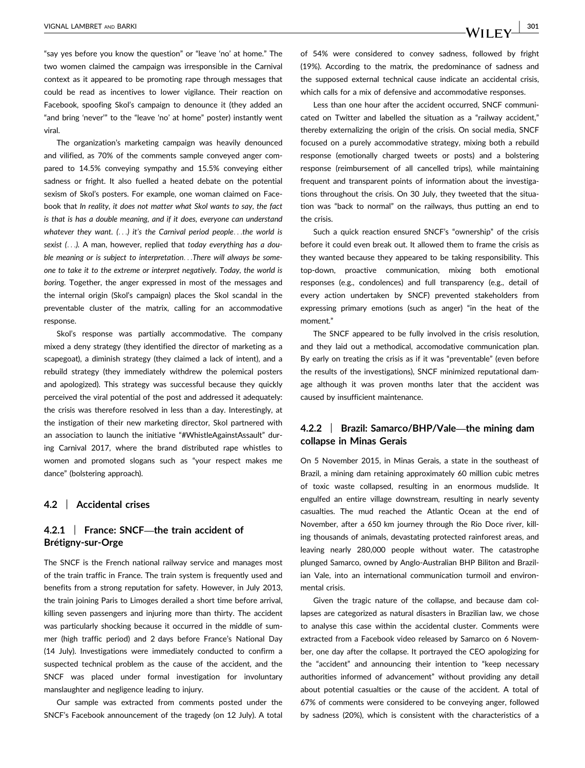"say yes before you know the question" or "leave 'no' at home." The two women claimed the campaign was irresponsible in the Carnival context as it appeared to be promoting rape through messages that could be read as incentives to lower vigilance. Their reaction on Facebook, spoofing Skol's campaign to denounce it (they added an "and bring 'never'" to the "leave 'no' at home" poster) instantly went viral.

The organization's marketing campaign was heavily denounced and vilified, as 70% of the comments sample conveyed anger compared to 14.5% conveying sympathy and 15.5% conveying either sadness or fright. It also fuelled a heated debate on the potential sexism of Skol's posters. For example, one woman claimed on Facebook that *In reality, it does not matter what Skol wants to say, the fact is that is has a double meaning, and if it does, everyone can understand whatever they want. (…) it's the Carnival period people…the world is sexist (…).* A man, however, replied that *today everything has a double meaning or is subject to interpretation…There will always be someone to take it to the extreme or interpret negatively. Today, the world is boring.* Together, the anger expressed in most of the messages and the internal origin (Skol's campaign) places the Skol scandal in the preventable cluster of the matrix, calling for an accommodative response.

Skol's response was partially accommodative. The company mixed a deny strategy (they identified the director of marketing as a scapegoat), a diminish strategy (they claimed a lack of intent), and a rebuild strategy (they immediately withdrew the polemical posters and apologized). This strategy was successful because they quickly perceived the viral potential of the post and addressed it adequately: the crisis was therefore resolved in less than a day. Interestingly, at the instigation of their new marketing director, Skol partnered with an association to launch the initiative "#WhistleAgainstAssault" during Carnival 2017, where the brand distributed rape whistles to women and promoted slogans such as "your respect makes me dance" (bolstering approach).

## 4.2 | Accidental crises

### 4.2.1 | France: SNCF—the train accident of Brétigny-sur-Orge

The SNCF is the French national railway service and manages most of the train traffic in France. The train system is frequently used and benefits from a strong reputation for safety. However, in July 2013, the train joining Paris to Limoges derailed a short time before arrival, killing seven passengers and injuring more than thirty. The accident was particularly shocking because it occurred in the middle of summer (high traffic period) and 2 days before France's National Day (14 July). Investigations were immediately conducted to confirm a suspected technical problem as the cause of the accident, and the SNCF was placed under formal investigation for involuntary manslaughter and negligence leading to injury.

Our sample was extracted from comments posted under the SNCF's Facebook announcement of the tragedy (on 12 July). A total of 54% were considered to convey sadness, followed by fright (19%). According to the matrix, the predominance of sadness and the supposed external technical cause indicate an accidental crisis, which calls for a mix of defensive and accommodative responses.

Less than one hour after the accident occurred, SNCF communicated on Twitter and labelled the situation as a "railway accident," thereby externalizing the origin of the crisis. On social media, SNCF focused on a purely accommodative strategy, mixing both a rebuild response (emotionally charged tweets or posts) and a bolstering response (reimbursement of all cancelled trips), while maintaining frequent and transparent points of information about the investigations throughout the crisis. On 30 July, they tweeted that the situation was "back to normal" on the railways, thus putting an end to the crisis.

Such a quick reaction ensured SNCF's "ownership" of the crisis before it could even break out. It allowed them to frame the crisis as they wanted because they appeared to be taking responsibility. This top-down, proactive communication, mixing both emotional responses (e.g., condolences) and full transparency (e.g., detail of every action undertaken by SNCF) prevented stakeholders from expressing primary emotions (such as anger) "in the heat of the moment."

The SNCF appeared to be fully involved in the crisis resolution, and they laid out a methodical, accomodative communication plan. By early on treating the crisis as if it was "preventable" (even before the results of the investigations), SNCF minimized reputational damage although it was proven months later that the accident was caused by insufficient maintenance.

### 4.2.2 | Brazil: Samarco/BHP/Vale—the mining dam collapse in Minas Gerais

On 5 November 2015, in Minas Gerais, a state in the southeast of Brazil, a mining dam retaining approximately 60 million cubic metres of toxic waste collapsed, resulting in an enormous mudslide. It engulfed an entire village downstream, resulting in nearly seventy casualties. The mud reached the Atlantic Ocean at the end of November, after a 650 km journey through the Rio Doce river, killing thousands of animals, devastating protected rainforest areas, and leaving nearly 280,000 people without water. The catastrophe plunged Samarco, owned by Anglo-Australian BHP Biliton and Brazilian Vale, into an international communication turmoil and environmental crisis.

Given the tragic nature of the collapse, and because dam collapses are categorized as natural disasters in Brazilian law, we chose to analyse this case within the accidental cluster. Comments were extracted from a Facebook video released by Samarco on 6 November, one day after the collapse. It portrayed the CEO apologizing for the "accident" and announcing their intention to "keep necessary authorities informed of advancement" without providing any detail about potential casualties or the cause of the accident. A total of 67% of comments were considered to be conveying anger, followed by sadness (20%), which is consistent with the characteristics of a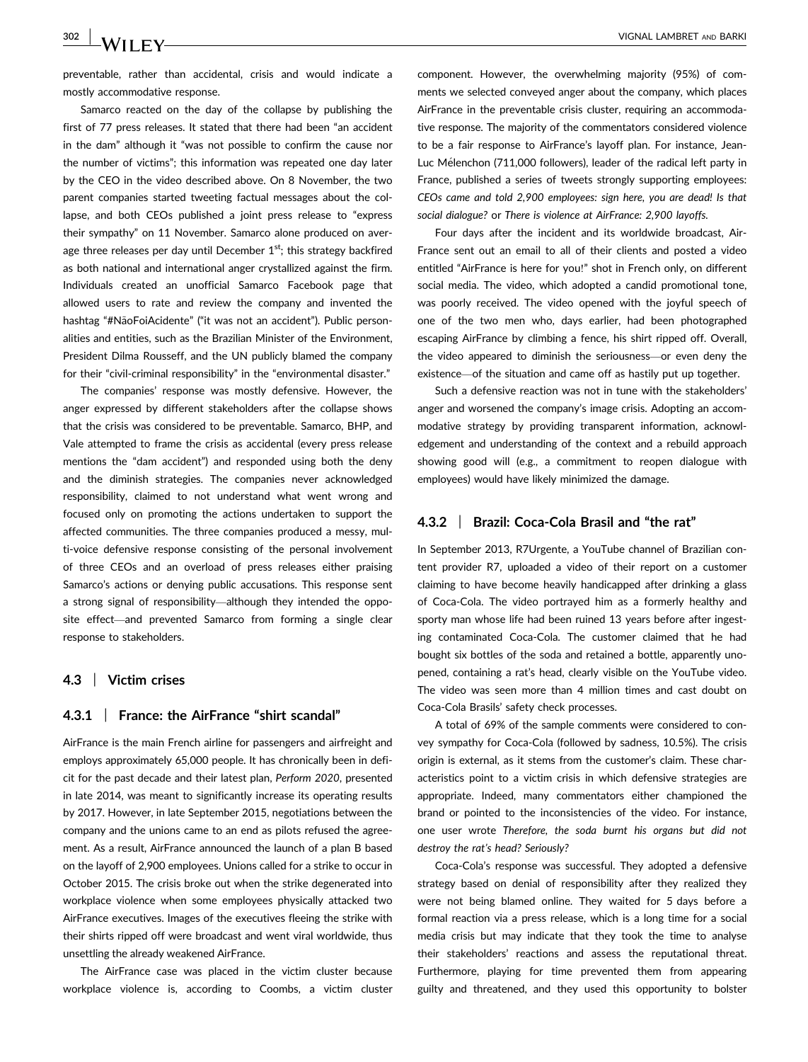preventable, rather than accidental, crisis and would indicate a mostly accommodative response.

Samarco reacted on the day of the collapse by publishing the first of 77 press releases. It stated that there had been "an accident in the dam" although it "was not possible to confirm the cause nor the number of victims"; this information was repeated one day later by the CEO in the video described above. On 8 November, the two parent companies started tweeting factual messages about the collapse, and both CEOs published a joint press release to "express their sympathy" on 11 November. Samarco alone produced on average three releases per day until December 1st; this strategy backfired as both national and international anger crystallized against the firm. Individuals created an unofficial Samarco Facebook page that allowed users to rate and review the company and invented the hashtag "#NãoFoiAcidente" ("it was not an accident"). Public personalities and entities, such as the Brazilian Minister of the Environment, President Dilma Rousseff, and the UN publicly blamed the company for their "civil-criminal responsibility" in the "environmental disaster."

The companies' response was mostly defensive. However, the anger expressed by different stakeholders after the collapse shows that the crisis was considered to be preventable. Samarco, BHP, and Vale attempted to frame the crisis as accidental (every press release mentions the "dam accident") and responded using both the deny and the diminish strategies. The companies never acknowledged responsibility, claimed to not understand what went wrong and focused only on promoting the actions undertaken to support the affected communities. The three companies produced a messy, multi-voice defensive response consisting of the personal involvement of three CEOs and an overload of press releases either praising Samarco's actions or denying public accusations. This response sent a strong signal of responsibility—although they intended the opposite effect—and prevented Samarco from forming a single clear response to stakeholders.

## 4.3 | Victim crises

### 4.3.1 | France: the AirFrance "shirt scandal"

AirFrance is the main French airline for passengers and airfreight and employs approximately 65,000 people. It has chronically been in deficit for the past decade and their latest plan, *Perform 2020*, presented in late 2014, was meant to significantly increase its operating results by 2017. However, in late September 2015, negotiations between the company and the unions came to an end as pilots refused the agreement. As a result, AirFrance announced the launch of a plan B based on the layoff of 2,900 employees. Unions called for a strike to occur in October 2015. The crisis broke out when the strike degenerated into workplace violence when some employees physically attacked two AirFrance executives. Images of the executives fleeing the strike with their shirts ripped off were broadcast and went viral worldwide, thus unsettling the already weakened AirFrance.

The AirFrance case was placed in the victim cluster because workplace violence is, according to Coombs, a victim cluster component. However, the overwhelming majority (95%) of comments we selected conveyed anger about the company, which places AirFrance in the preventable crisis cluster, requiring an accommodative response. The majority of the commentators considered violence to be a fair response to AirFrance's layoff plan. For instance, Jean-Luc Mélenchon (711,000 followers), leader of the radical left party in France, published a series of tweets strongly supporting employees: *CEOs came and told 2,900 employees: sign here, you are dead! Is that social dialogue?* or *There is violence at AirFrance: 2,900 layoffs.*

Four days after the incident and its worldwide broadcast, AirFrance sent out an email to all of their clients and posted a video entitled "AirFrance is here for you!" shot in French only, on different social media. The video, which adopted a candid promotional tone, was poorly received. The video opened with the joyful speech of one of the two men who, days earlier, had been photographed escaping AirFrance by climbing a fence, his shirt ripped off. Overall, the video appeared to diminish the seriousness—or even deny the existence—of the situation and came off as hastily put up together.

Such a defensive reaction was not in tune with the stakeholders' anger and worsened the company's image crisis. Adopting an accommodative strategy by providing transparent information, acknowledgement and understanding of the context and a rebuild approach showing good will (e.g., a commitment to reopen dialogue with employees) would have likely minimized the damage.

### 4.3.2 | Brazil: Coca-Cola Brasil and "the rat"

In September 2013, R7Urgente, a YouTube channel of Brazilian content provider R7, uploaded a video of their report on a customer claiming to have become heavily handicapped after drinking a glass of Coca-Cola. The video portrayed him as a formerly healthy and sporty man whose life had been ruined 13 years before after ingesting contaminated Coca-Cola. The customer claimed that he had bought six bottles of the soda and retained a bottle, apparently unopened, containing a rat's head, clearly visible on the YouTube video. The video was seen more than 4 million times and cast doubt on Coca-Cola Brasils' safety check processes.

A total of 69% of the sample comments were considered to convey sympathy for Coca-Cola (followed by sadness, 10.5%). The crisis origin is external, as it stems from the customer's claim. These characteristics point to a victim crisis in which defensive strategies are appropriate. Indeed, many commentators either championed the brand or pointed to the inconsistencies of the video. For instance, one user wrote *Therefore, the soda burnt his organs but did not destroy the rat's head? Seriously?*

Coca-Cola's response was successful. They adopted a defensive strategy based on denial of responsibility after they realized they were not being blamed online. They waited for 5 days before a formal reaction via a press release, which is a long time for a social media crisis but may indicate that they took the time to analyse their stakeholders' reactions and assess the reputational threat. Furthermore, playing for time prevented them from appearing guilty and threatened, and they used this opportunity to bolster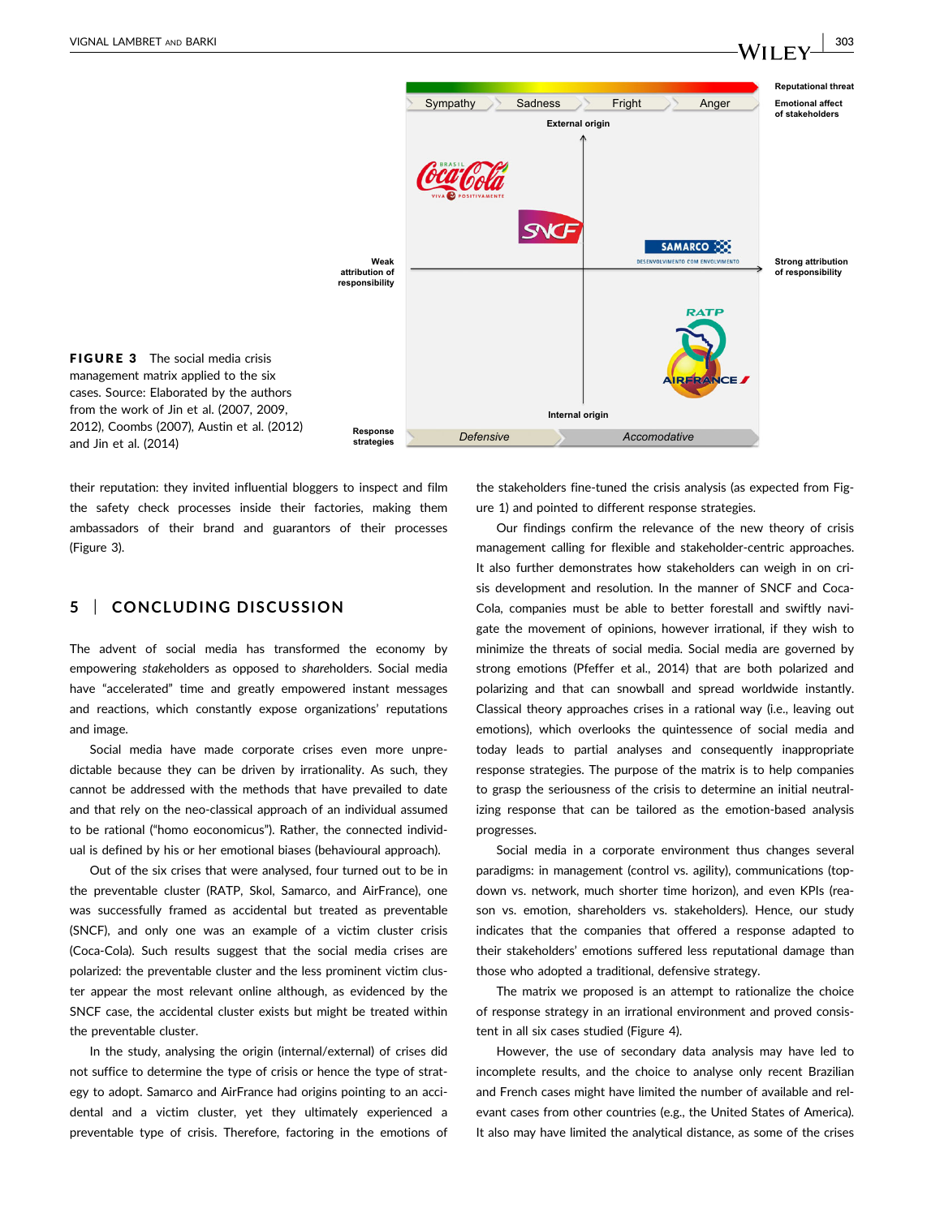**FIGURE 3** The social media crisis management matrix applied to the six cases. Source: Elaborated by the authors from the work of Jin et al. (2007, 2009, 2012), Coombs (2007), Austin et al. (2012) and Jin et al. (2014)

their reputation: they invited influential bloggers to inspect and film the safety check processes inside their factories, making them ambassadors of their brand and guarantors of their processes (Figure 3).

## 5 | CONCLUDING DISCUSSION

The advent of social media has transformed the economy by empowering *stake*holders as opposed to *share*holders. Social media have "accelerated" time and greatly empowered instant messages and reactions, which constantly expose organizations' reputations and image.

Social media have made corporate crises even more unpredictable because they can be driven by irrationality. As such, they cannot be addressed with the methods that have prevailed to date and that rely on the neo-classical approach of an individual assumed to be rational ("homo eoconomicus"). Rather, the connected individual is defined by his or her emotional biases (behavioural approach).

Out of the six crises that were analysed, four turned out to be in the preventable cluster (RATP, Skol, Samarco, and AirFrance), one was successfully framed as accidental but treated as preventable (SNCF), and only one was an example of a victim cluster crisis (Coca-Cola). Such results suggest that the social media crises are polarized: the preventable cluster and the less prominent victim cluster appear the most relevant online although, as evidenced by the SNCF case, the accidental cluster exists but might be treated within the preventable cluster.

In the study, analysing the origin (internal/external) of crises did not suffice to determine the type of crisis or hence the type of strategy to adopt. Samarco and AirFrance had origins pointing to an accidental and a victim cluster, yet they ultimately experienced a preventable type of crisis. Therefore, factoring in the emotions of the stakeholders fine-tuned the crisis analysis (as expected from Figure 1) and pointed to different response strategies.

Our findings confirm the relevance of the new theory of crisis management calling for flexible and stakeholder-centric approaches. It also further demonstrates how stakeholders can weigh in on crisis development and resolution. In the manner of SNCF and Coca-Cola, companies must be able to better forestall and swiftly navigate the movement of opinions, however irrational, if they wish to minimize the threats of social media. Social media are governed by strong emotions (Pfeffer et al., 2014) that are both polarized and polarizing and that can snowball and spread worldwide instantly. Classical theory approaches crises in a rational way (i.e., leaving out emotions), which overlooks the quintessence of social media and today leads to partial analyses and consequently inappropriate response strategies. The purpose of the matrix is to help companies to grasp the seriousness of the crisis to determine an initial neutralizing response that can be tailored as the emotion-based analysis progresses.

Social media in a corporate environment thus changes several paradigms: in management (control vs. agility), communications (top-down vs. network, much shorter time horizon), and even KPIs (reason vs. emotion, shareholders vs. stakeholders). Hence, our study indicates that the companies that offered a response adapted to their stakeholders' emotions suffered less reputational damage than those who adopted a traditional, defensive strategy.

The matrix we proposed is an attempt to rationalize the choice of response strategy in an irrational environment and proved consistent in all six cases studied (Figure 4).

However, the use of secondary data analysis may have led to incomplete results, and the choice to analyse only recent Brazilian and French cases might have limited the number of available and relevant cases from other countries (e.g., the United States of America). It also may have limited the analytical distance, as some of the crises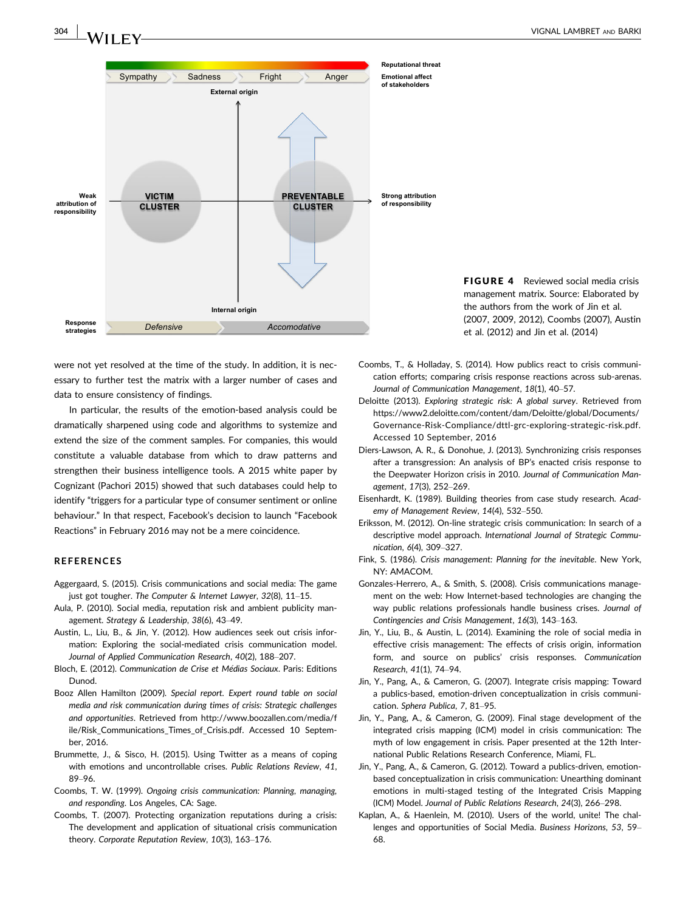FIGURE 4 Reviewed social media crisis management matrix. Source: Elaborated by the authors from the work of Jin et al. (2007, 2009, 2012), Coombs (2007), Austin et al. (2012) and Jin et al. (2014)

were not yet resolved at the time of the study. In addition, it is necessary to further test the matrix with a larger number of cases and data to ensure consistency of findings.

In particular, the results of the emotion-based analysis could be dramatically sharpened using code and algorithms to systemize and extend the size of the comment samples. For companies, this would constitute a valuable database from which to draw patterns and strengthen their business intelligence tools. A 2015 white paper by Cognizant (Pachori 2015) showed that such databases could help to identify "triggers for a particular type of consumer sentiment or online behaviour." In that respect, Facebook's decision to launch "Facebook Reactions" in February 2016 may not be a mere coincidence.

## REFERENCES

Aggergaard, S. (2015). Crisis communications and social media: The game just got tougher. *The Computer & Internet Lawyer*, *32*(8), 11–15.

Aula, P. (2010). Social media, reputation risk and ambient publicity management. *Strategy & Leadership*, *38*(6), 43–49.

Austin, L., Liu, B., & Jin, Y. (2012). How audiences seek out crisis information: Exploring the social-mediated crisis communication model. *Journal of Applied Communication Research*, *40*(2), 188–207.

Bloch, E. (2012). *Communication de Crise et Médias Sociaux*. Paris: Editions Dunod.

Booz Allen Hamilton (2009). *Special report. Expert round table on social media and risk communication during times of crisis: Strategic challenges and opportunities*. Retrieved from http://www.boozallen.com/media/file/Risk_Communications_Times_of_Crisis.pdf. Accessed 10 September, 2016.

Brummette, J., & Sisco, H. (2015). Using Twitter as a means of coping with emotions and uncontrollable crises. *Public Relations Review*, *41*, 89–96.

Coombs, T. W. (1999). *Ongoing crisis communication: Planning, managing, and responding*. Los Angeles, CA: Sage.

Coombs, T. (2007). Protecting organization reputations during a crisis: The development and application of situational crisis communication theory. *Corporate Reputation Review*, *10*(3), 163–176.

Coombs, T., & Holladay, S. (2014). How publics react to crisis communication efforts; comparing crisis response reactions across sub-arenas. *Journal of Communication Management*, *18*(1), 40–57.

Deloitte (2013). *Exploring strategic risk: A global survey*. Retrieved from https://www2.deloitte.com/content/dam/Deloitte/global/Documents/Governance-Risk-Compliance/dttl-grc-exploring-strategic-risk.pdf. Accessed 10 September, 2016

Diers-Lawson, A. R., & Donohue, J. (2013). Synchronizing crisis responses after a transgression: An analysis of BP's enacted crisis response to the Deepwater Horizon crisis in 2010. *Journal of Communication Management*, *17*(3), 252–269.

Eisenhardt, K. (1989). Building theories from case study research. *Academy of Management Review*, *14*(4), 532–550.

Eriksson, M. (2012). On-line strategic crisis communication: In search of a descriptive model approach. *International Journal of Strategic Communication*, *6*(4), 309–327.

Fink, S. (1986). *Crisis management: Planning for the inevitable*. New York, NY: AMACOM.

Gonzales-Herrero, A., & Smith, S. (2008). Crisis communications management on the web: How Internet-based technologies are changing the way public relations professionals handle business crises. *Journal of Contingencies and Crisis Management*, *16*(3), 143–163.

Jin, Y., Liu, B., & Austin, L. (2014). Examining the role of social media in effective crisis management: The effects of crisis origin, information form, and source on publics' crisis responses. *Communication Research*, *41*(1), 74–94.

Jin, Y., Pang, A., & Cameron, G. (2007). Integrate crisis mapping: Toward a publics-based, emotion-driven conceptualization in crisis communication. *Sphera Publica*, *7*, 81–95.

Jin, Y., Pang, A., & Cameron, G. (2009). Final stage development of the integrated crisis mapping (ICM) model in crisis communication: The myth of low engagement in crisis. Paper presented at the 12th International Public Relations Research Conference, Miami, FL.

Jin, Y., Pang, A., & Cameron, G. (2012). Toward a publics-driven, emotion-based conceptualization in crisis communication: Unearthing dominant emotions in multi-staged testing of the Integrated Crisis Mapping (ICM) Model. *Journal of Public Relations Research*, *24*(3), 266–298.

Kaplan, A., & Haenlein, M. (2010). Users of the world, unite! The challenges and opportunities of Social Media. *Business Horizons*, *53*, 59–68.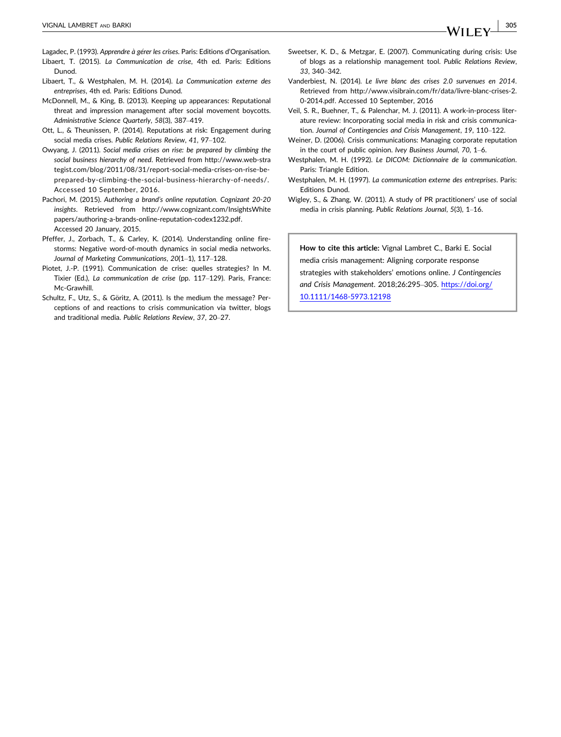Lagadec, P. (1993). *Apprendre à gérer les crises*. Paris: Editions d'Organisation.

Libaert, T. (2015). *La Communication de crise*, 4th ed. Paris: Editions Dunod.

Libaert, T., & Westphalen, M. H. (2014). *La Communication externe des entreprises*, 4th ed. Paris: Editions Dunod.

McDonnell, M., & King, B. (2013). Keeping up appearances: Reputational threat and impression management after social movement boycotts. *Administrative Science Quarterly*, *58*(3), 387–419.

Ott, L., & Theunissen, P. (2014). Reputations at risk: Engagement during social media crises. *Public Relations Review*, *41*, 97–102.

Owyang, J. (2011). *Social media crises on rise: be prepared by climbing the social business hierarchy of need*. Retrieved from http://www.web-strategist.com/blog/2011/08/31/report-social-media-crises-on-rise-be-prepared-by-climbing-the-social-business-hierarchy-of-needs/. Accessed 10 September, 2016.

Pachori, M. (2015). *Authoring a brand's online reputation. Cognizant 20-20 insights*. Retrieved from http://www.cognizant.com/InsightsWhitepapers/authoring-a-brands-online-reputation-codex1232.pdf. Accessed 20 January, 2015.

Pfeffer, J., Zorbach, T., & Carley, K. (2014). Understanding online firestorms: Negative word-of-mouth dynamics in social media networks. *Journal of Marketing Communications*, *20*(1–1), 117–128.

Piotet, J.-P. (1991). Communication de crise: quelles strategies? In M. Tixier (Ed.), *La communication de crise* (pp. 117–129). Paris, France: Mc-Grawhill.

Schultz, F., Utz, S., & Göritz, A. (2011). Is the medium the message? Perceptions of and reactions to crisis communication via twitter, blogs and traditional media. *Public Relations Review*, *37*, 20–27.

Sweetser, K. D., & Metzgar, E. (2007). Communicating during crisis: Use of blogs as a relationship management tool. *Public Relations Review*, *33*, 340–342.

Vanderbiest, N. (2014). *Le livre blanc des crises 2.0 survenues en 2014*. Retrieved from http://www.visibrain.com/fr/data/livre-blanc-crises-2.0-2014.pdf. Accessed 10 September, 2016

Veil, S. R., Buehner, T., & Palenchar, M. J. (2011). A work-in-process literature review: Incorporating social media in risk and crisis communication. *Journal of Contingencies and Crisis Management*, *19*, 110–122.

Weiner, D. (2006). Crisis communications: Managing corporate reputation in the court of public opinion. *Ivey Business Journal*, *70*, 1–6.

Westphalen, M. H. (1992). *Le DICOM: Dictionnaire de la communication*. Paris: Triangle Edition.

Westphalen, M. H. (1997). *La communication externe des entreprises*. Paris: Editions Dunod.

Wigley, S., & Zhang, W. (2011). A study of PR practitioners' use of social media in crisis planning. *Public Relations Journal*, *5*(3), 1–16.

**How to cite this article:** Vignal Lambret C., Barki E. Social media crisis management: Aligning corporate response strategies with stakeholders' emotions online. *J Contingencies and Crisis Management*. 2018;26:295–305. https://doi.org/10.1111/1468-5973.12198